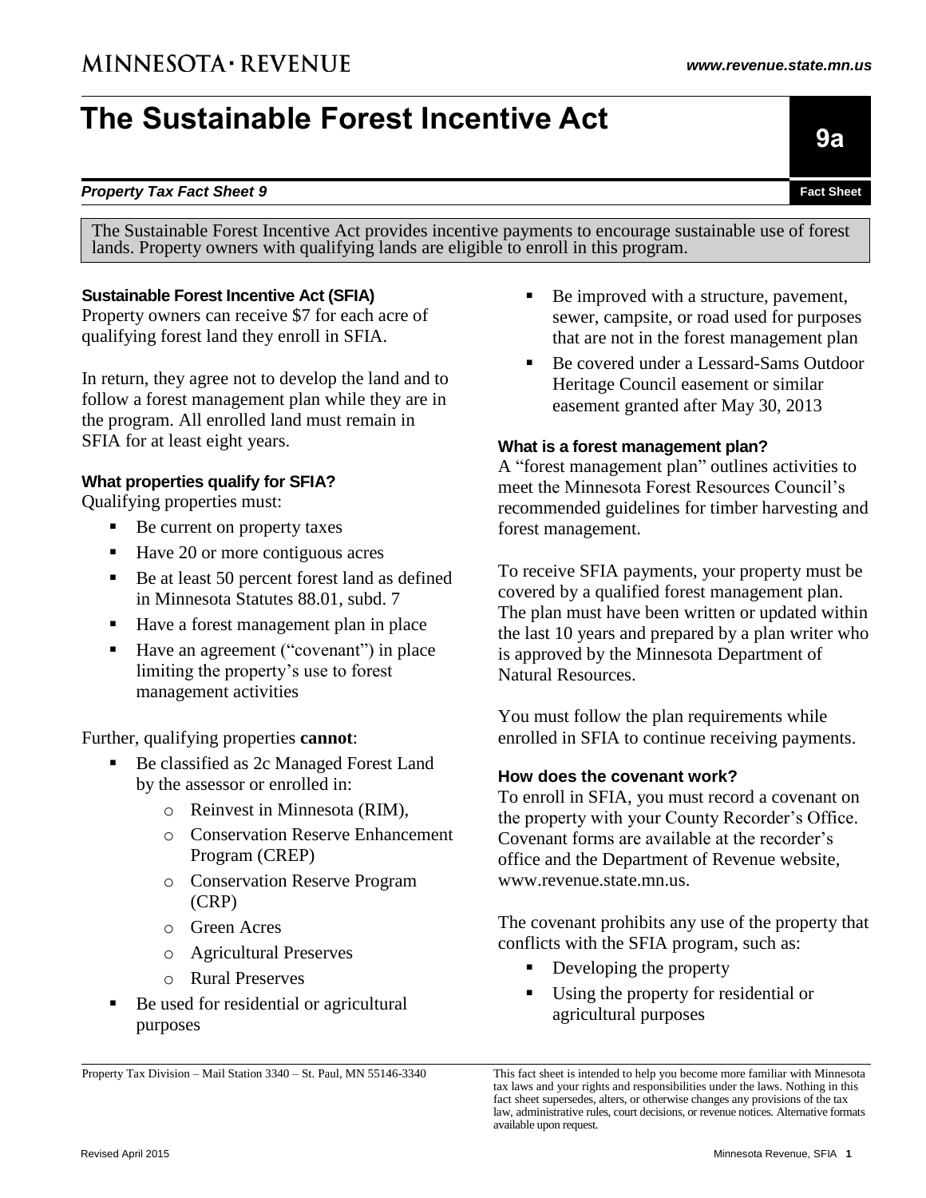# The Sustainable Forest Incentive Act

***Property Tax Fact Sheet 9***

**9a**

**Fact Sheet**

The Sustainable Forest Incentive Act provides incentive payments to encourage sustainable use of forest lands. Property owners with qualifying lands are eligible to enroll in this program.

### Sustainable Forest Incentive Act (SFIA)

Property owners can receive $7 for each acre of qualifying forest land they enroll in SFIA.

In return, they agree not to develop the land and to follow a forest management plan while they are in the program. All enrolled land must remain in SFIA for at least eight years.

### What properties qualify for SFIA?

Qualifying properties must:

- Be current on property taxes
- Have 20 or more contiguous acres
- Be at least 50 percent forest land as defined in Minnesota Statutes 88.01, subd. 7
- Have a forest management plan in place
- Have an agreement ("covenant") in place limiting the property's use to forest management activities

Further, qualifying properties **cannot**:

- Be classified as 2c Managed Forest Land by the assessor or enrolled in:
  - Reinvest in Minnesota (RIM),
  - Conservation Reserve Enhancement Program (CREP)
  - Conservation Reserve Program (CRP)
  - Green Acres
  - Agricultural Preserves
  - Rural Preserves
- Be used for residential or agricultural purposes
- Be improved with a structure, pavement, sewer, campsite, or road used for purposes that are not in the forest management plan
- Be covered under a Lessard-Sams Outdoor Heritage Council easement or similar easement granted after May 30, 2013

### What is a forest management plan?

A "forest management plan" outlines activities to meet the Minnesota Forest Resources Council's recommended guidelines for timber harvesting and forest management.

To receive SFIA payments, your property must be covered by a qualified forest management plan. The plan must have been written or updated within the last 10 years and prepared by a plan writer who is approved by the Minnesota Department of Natural Resources.

You must follow the plan requirements while enrolled in SFIA to continue receiving payments.

### How does the covenant work?

To enroll in SFIA, you must record a covenant on the property with your County Recorder's Office. Covenant forms are available at the recorder's office and the Department of Revenue website, www.revenue.state.mn.us.

The covenant prohibits any use of the property that conflicts with the SFIA program, such as:

- Developing the property
- Using the property for residential or agricultural purposes

Property Tax Division – Mail Station 3340 – St. Paul, MN 55146-3340

This fact sheet is intended to help you become more familiar with Minnesota tax laws and your rights and responsibilities under the laws. Nothing in this fact sheet supersedes, alters, or otherwise changes any provisions of the tax law, administrative rules, court decisions, or revenue notices. Alternative formats available upon request.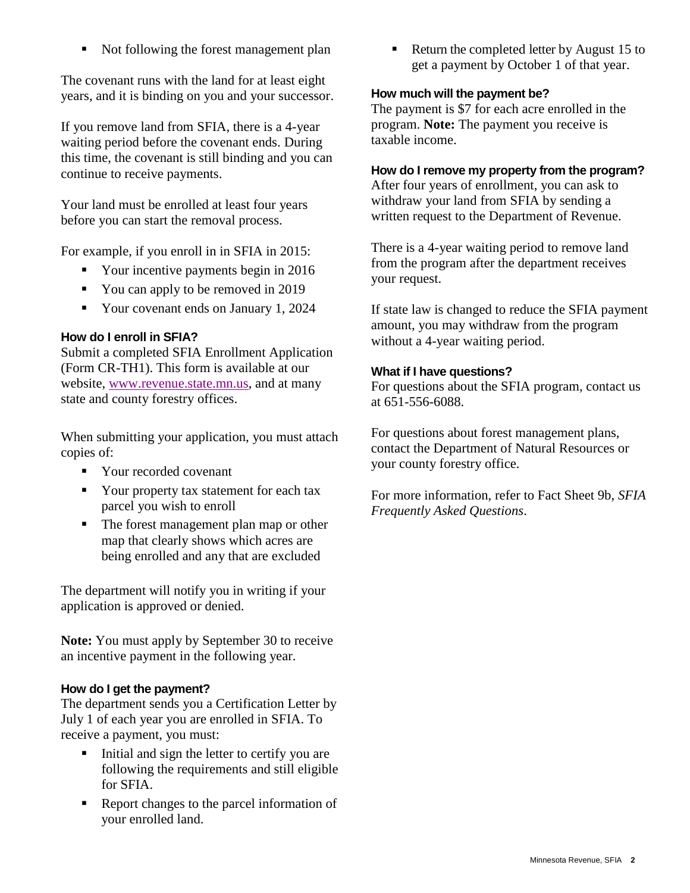- Not following the forest management plan

The covenant runs with the land for at least eight years, and it is binding on you and your successor.

If you remove land from SFIA, there is a 4-year waiting period before the covenant ends. During this time, the covenant is still binding and you can continue to receive payments.

Your land must be enrolled at least four years before you can start the removal process.

For example, if you enroll in in SFIA in 2015:

- Your incentive payments begin in 2016
- You can apply to be removed in 2019
- Your covenant ends on January 1, 2024

### How do I enroll in SFIA?

Submit a completed SFIA Enrollment Application (Form CR-TH1). This form is available at our website, www.revenue.state.mn.us, and at many state and county forestry offices.

When submitting your application, you must attach copies of:

- Your recorded covenant
- Your property tax statement for each tax parcel you wish to enroll
- The forest management plan map or other map that clearly shows which acres are being enrolled and any that are excluded

The department will notify you in writing if your application is approved or denied.

**Note:** You must apply by September 30 to receive an incentive payment in the following year.

### How do I get the payment?

The department sends you a Certification Letter by July 1 of each year you are enrolled in SFIA. To receive a payment, you must:

- Initial and sign the letter to certify you are following the requirements and still eligible for SFIA.
- Report changes to the parcel information of your enrolled land.
- Return the completed letter by August 15 to get a payment by October 1 of that year.

### How much will the payment be?

The payment is $7 for each acre enrolled in the program. **Note:** The payment you receive is taxable income.

### How do I remove my property from the program?

After four years of enrollment, you can ask to withdraw your land from SFIA by sending a written request to the Department of Revenue.

There is a 4-year waiting period to remove land from the program after the department receives your request.

If state law is changed to reduce the SFIA payment amount, you may withdraw from the program without a 4-year waiting period.

### What if I have questions?

For questions about the SFIA program, contact us at 651-556-6088.

For questions about forest management plans, contact the Department of Natural Resources or your county forestry office.

For more information, refer to Fact Sheet 9b, *SFIA Frequently Asked Questions*.